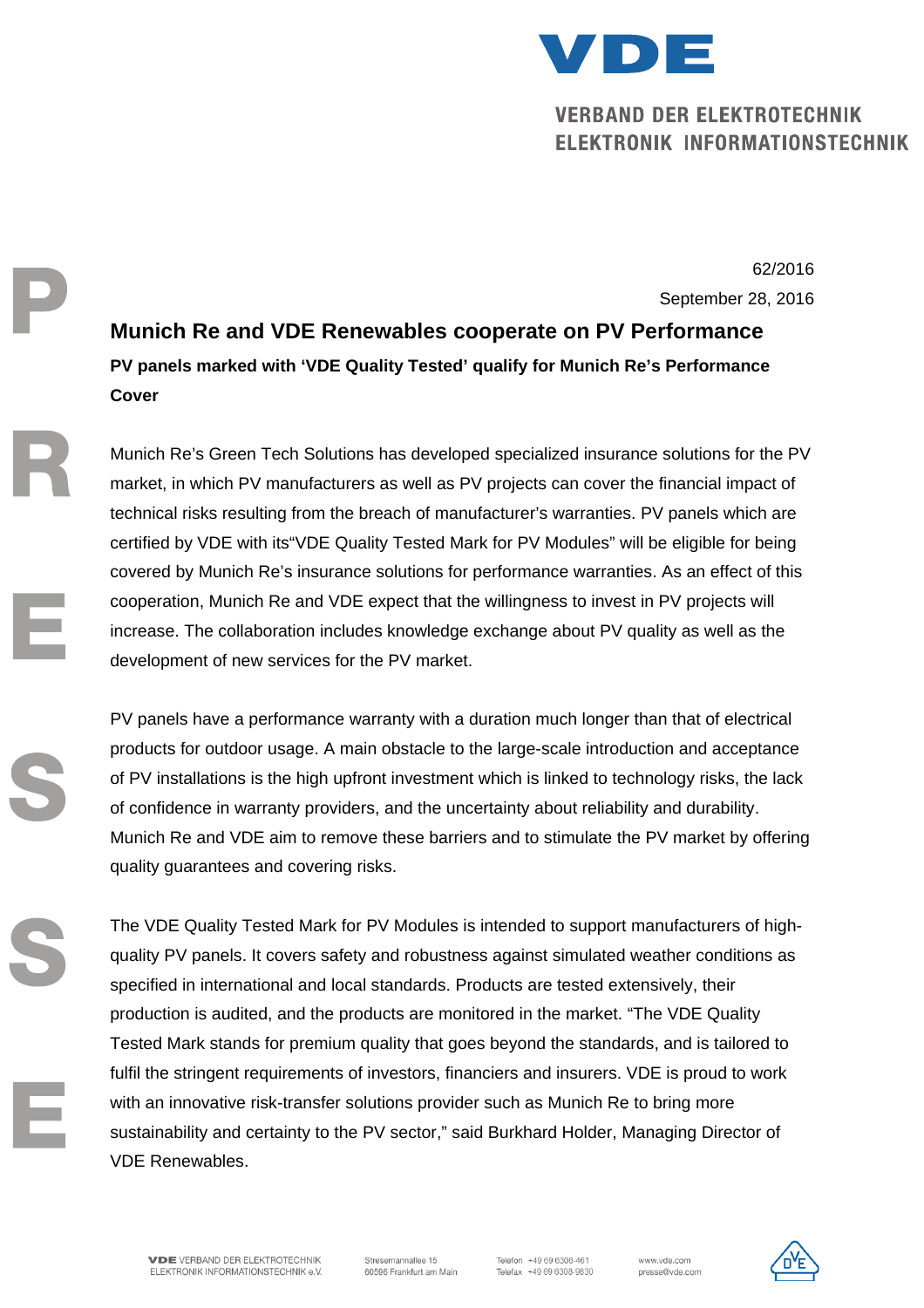62/2016

September 28, 2016

# Munich Re and VDE Renewables cooperate on PV Performance

**PV panels marked with 'VDE Quality Tested' qualify for Munich Re's Performance Cover**

Munich Re's Green Tech Solutions has developed specialized insurance solutions for the PV market, in which PV manufacturers as well as PV projects can cover the financial impact of technical risks resulting from the breach of manufacturer's warranties. PV panels which are certified by VDE with its"VDE Quality Tested Mark for PV Modules" will be eligible for being covered by Munich Re's insurance solutions for performance warranties. As an effect of this cooperation, Munich Re and VDE expect that the willingness to invest in PV projects will increase. The collaboration includes knowledge exchange about PV quality as well as the development of new services for the PV market.

PV panels have a performance warranty with a duration much longer than that of electrical products for outdoor usage. A main obstacle to the large-scale introduction and acceptance of PV installations is the high upfront investment which is linked to technology risks, the lack of confidence in warranty providers, and the uncertainty about reliability and durability. Munich Re and VDE aim to remove these barriers and to stimulate the PV market by offering quality guarantees and covering risks.

The VDE Quality Tested Mark for PV Modules is intended to support manufacturers of high-quality PV panels. It covers safety and robustness against simulated weather conditions as specified in international and local standards. Products are tested extensively, their production is audited, and the products are monitored in the market. "The VDE Quality Tested Mark stands for premium quality that goes beyond the standards, and is tailored to fulfil the stringent requirements of investors, financiers and insurers. VDE is proud to work with an innovative risk-transfer solutions provider such as Munich Re to bring more sustainability and certainty to the PV sector," said Burkhard Holder, Managing Director of VDE Renewables.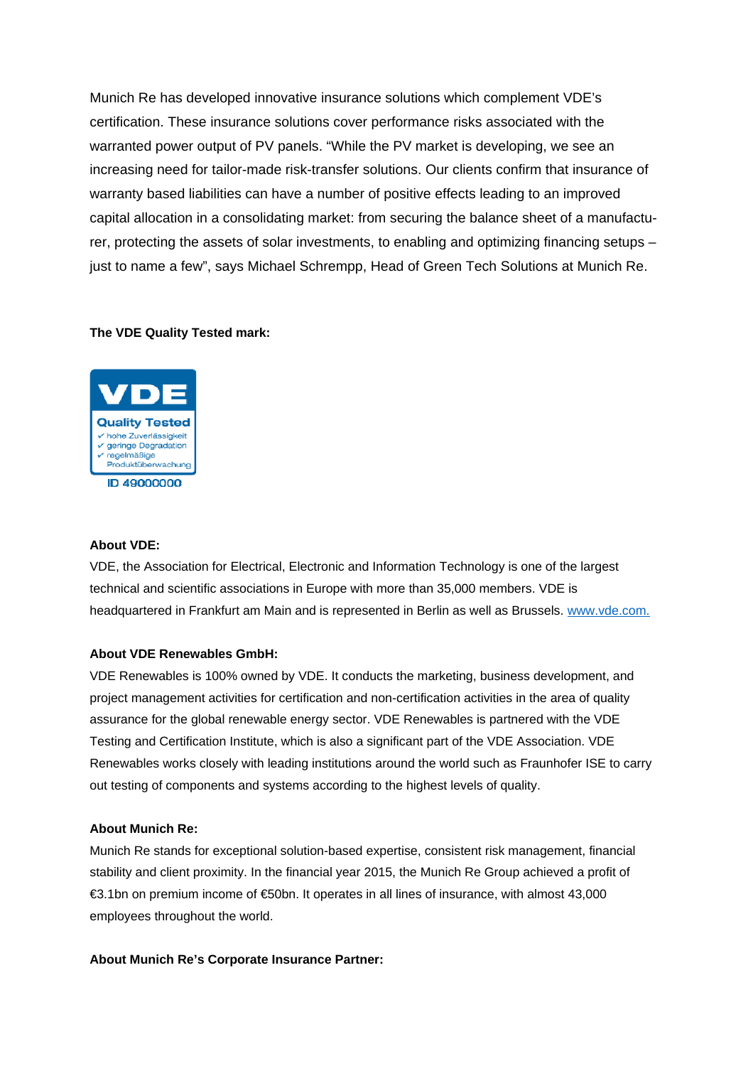Munich Re has developed innovative insurance solutions which complement VDE's certification. These insurance solutions cover performance risks associated with the warranted power output of PV panels. "While the PV market is developing, we see an increasing need for tailor-made risk-transfer solutions. Our clients confirm that insurance of warranty based liabilities can have a number of positive effects leading to an improved capital allocation in a consolidating market: from securing the balance sheet of a manufacturer, protecting the assets of solar investments, to enabling and optimizing financing setups – just to name a few", says Michael Schrempp, Head of Green Tech Solutions at Munich Re.

**The VDE Quality Tested mark:**

VDE
Quality Tested
✓ hohe Zuverlässigkeit
✓ geringe Degradation
✓ regelmäßige Produktüberwachung
ID 49000000

**About VDE:**
VDE, the Association for Electrical, Electronic and Information Technology is one of the largest technical and scientific associations in Europe with more than 35,000 members. VDE is headquartered in Frankfurt am Main and is represented in Berlin as well as Brussels. www.vde.com.

**About VDE Renewables GmbH:**
VDE Renewables is 100% owned by VDE. It conducts the marketing, business development, and project management activities for certification and non-certification activities in the area of quality assurance for the global renewable energy sector. VDE Renewables is partnered with the VDE Testing and Certification Institute, which is also a significant part of the VDE Association. VDE Renewables works closely with leading institutions around the world such as Fraunhofer ISE to carry out testing of components and systems according to the highest levels of quality.

**About Munich Re:**
Munich Re stands for exceptional solution-based expertise, consistent risk management, financial stability and client proximity. In the financial year 2015, the Munich Re Group achieved a profit of €3.1bn on premium income of €50bn. It operates in all lines of insurance, with almost 43,000 employees throughout the world.

**About Munich Re's Corporate Insurance Partner:**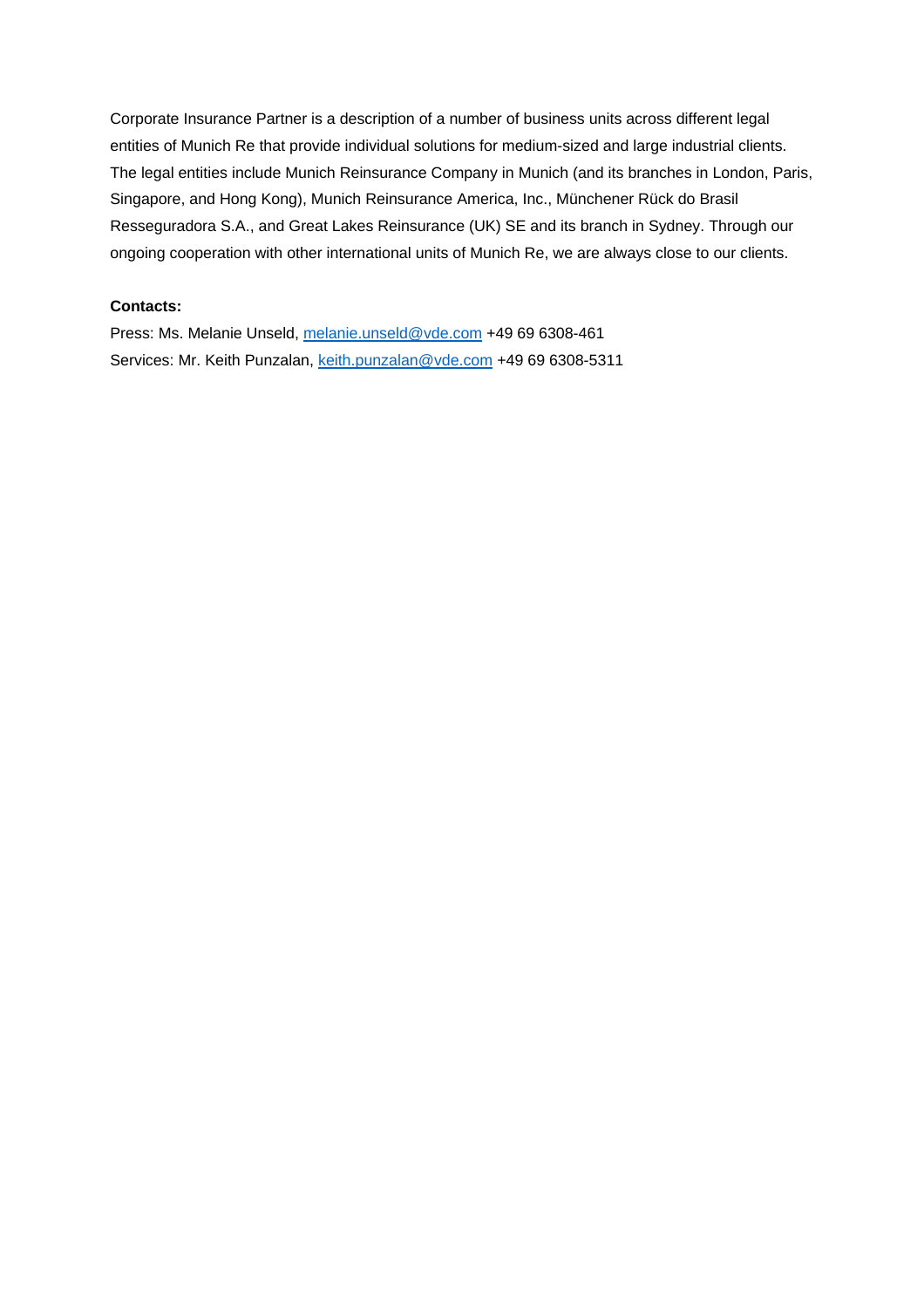Corporate Insurance Partner is a description of a number of business units across different legal entities of Munich Re that provide individual solutions for medium-sized and large industrial clients. The legal entities include Munich Reinsurance Company in Munich (and its branches in London, Paris, Singapore, and Hong Kong), Munich Reinsurance America, Inc., Münchener Rück do Brasil Resseguradora S.A., and Great Lakes Reinsurance (UK) SE and its branch in Sydney. Through our ongoing cooperation with other international units of Munich Re, we are always close to our clients.

**Contacts:**

Press: Ms. Melanie Unseld, melanie.unseld@vde.com +49 69 6308-461
Services: Mr. Keith Punzalan, keith.punzalan@vde.com +49 69 6308-5311